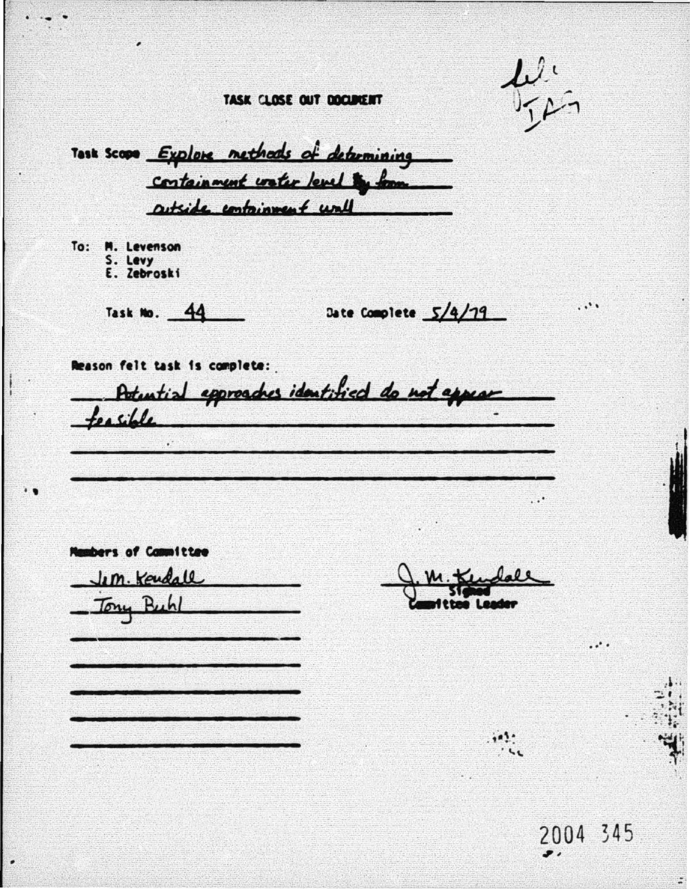# TASK CLOSE OUT DOCUMENT

Task Scope: Explore methods of determining containment water level ~~by~~ from outside containment wall

To: M. Levenson
S. Levy
E. Zebroski

Task No. 44

Date Complete 5/4/79

Reason felt task is complete:

Potential approaches identified do not appear feasible

Members of Committee

Jim. Kendall
Tony Buhl

J. M. Kendall
Signed
Committee Leader

2004 345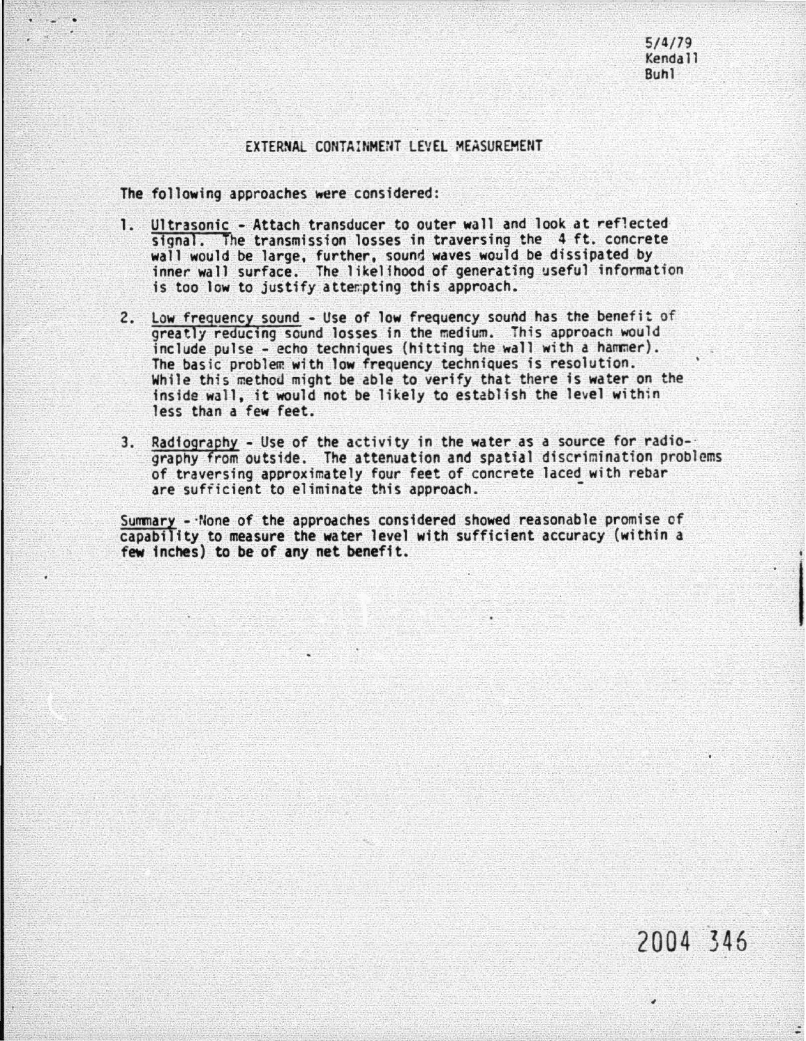5/4/79
Kendall
Buhl

## EXTERNAL CONTAINMENT LEVEL MEASUREMENT

The following approaches were considered:

1. Ultrasonic - Attach transducer to outer wall and look at reflected signal. The transmission losses in traversing the 4 ft. concrete wall would be large, further, sound waves would be dissipated by inner wall surface. The likelihood of generating useful information is too low to justify attempting this approach.

2. Low frequency sound - Use of low frequency sound has the benefit of greatly reducing sound losses in the medium. This approach would include pulse - echo techniques (hitting the wall with a hammer). The basic problem with low frequency techniques is resolution. While this method might be able to verify that there is water on the inside wall, it would not be likely to establish the level within less than a few feet.

3. Radiography - Use of the activity in the water as a source for radiography from outside. The attenuation and spatial discrimination problems of traversing approximately four feet of concrete laced with rebar are sufficient to eliminate this approach.

Summary - None of the approaches considered showed reasonable promise of capability to measure the water level with sufficient accuracy (within a few inches) to be of any net benefit.

2004 346